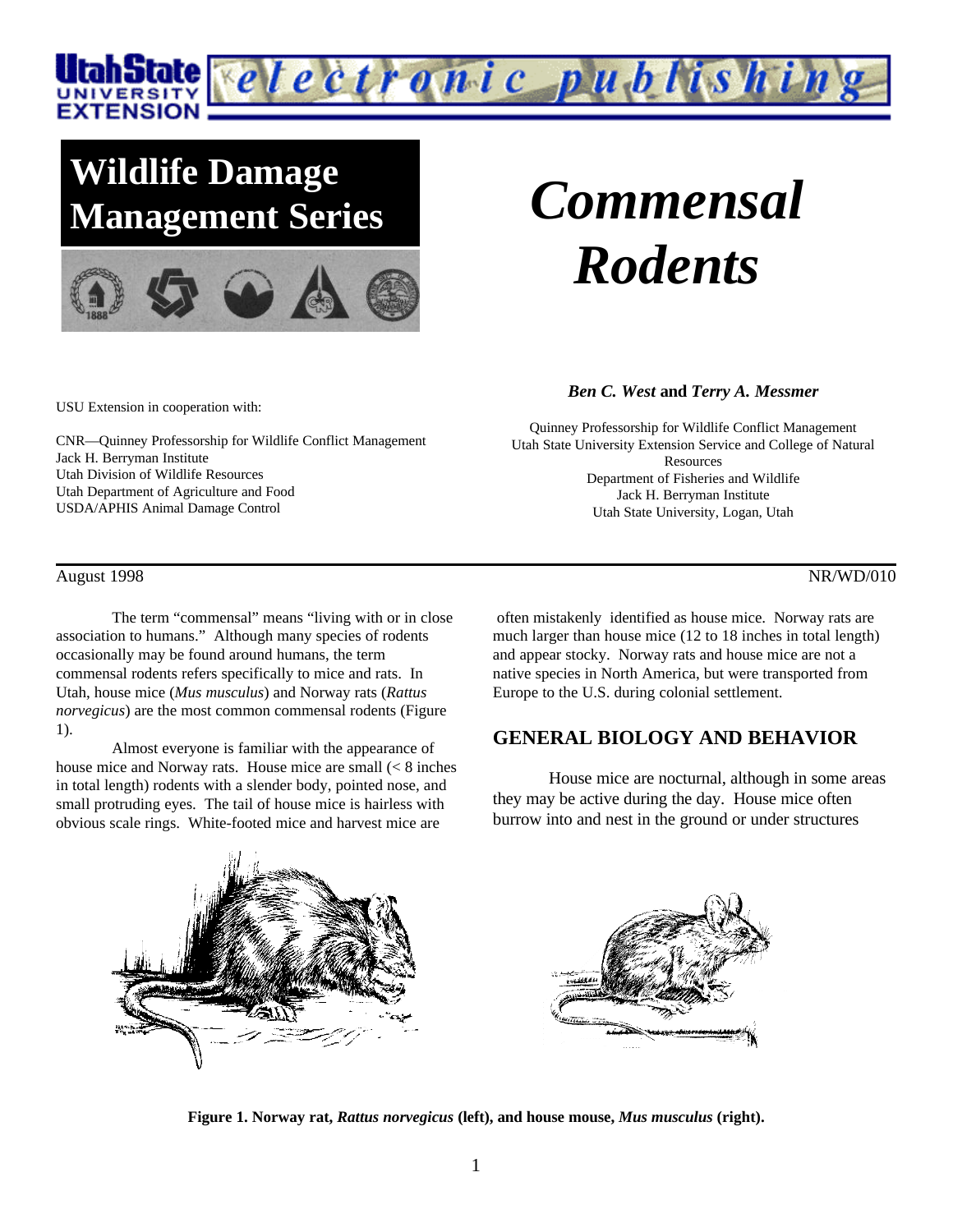Utah State University Extension — electronic publishing

# Wildlife Damage Management Series

# *Commensal Rodents*

***Ben C. West*** **and** ***Terry A. Messmer***

Quinney Professorship for Wildlife Conflict Management
Utah State University Extension Service and College of Natural Resources
Department of Fisheries and Wildlife
Jack H. Berryman Institute
Utah State University, Logan, Utah

USU Extension in cooperation with:

CNR—Quinney Professorship for Wildlife Conflict Management
Jack H. Berryman Institute
Utah Division of Wildlife Resources
Utah Department of Agriculture and Food
USDA/APHIS Animal Damage Control

August 1998 NR/WD/010

The term "commensal" means "living with or in close association to humans." Although many species of rodents occasionally may be found around humans, the term commensal rodents refers specifically to mice and rats. In Utah, house mice (*Mus musculus*) and Norway rats (*Rattus norvegicus*) are the most common commensal rodents (Figure 1).

Almost everyone is familiar with the appearance of house mice and Norway rats. House mice are small (< 8 inches in total length) rodents with a slender body, pointed nose, and small protruding eyes. The tail of house mice is hairless with obvious scale rings. White-footed mice and harvest mice are often mistakenly identified as house mice. Norway rats are much larger than house mice (12 to 18 inches in total length) and appear stocky. Norway rats and house mice are not a native species in North America, but were transported from Europe to the U.S. during colonial settlement.

## GENERAL BIOLOGY AND BEHAVIOR

House mice are nocturnal, although in some areas they may be active during the day. House mice often burrow into and nest in the ground or under structures

**Figure 1. Norway rat, *Rattus norvegicus* (left), and house mouse, *Mus musculus* (right).**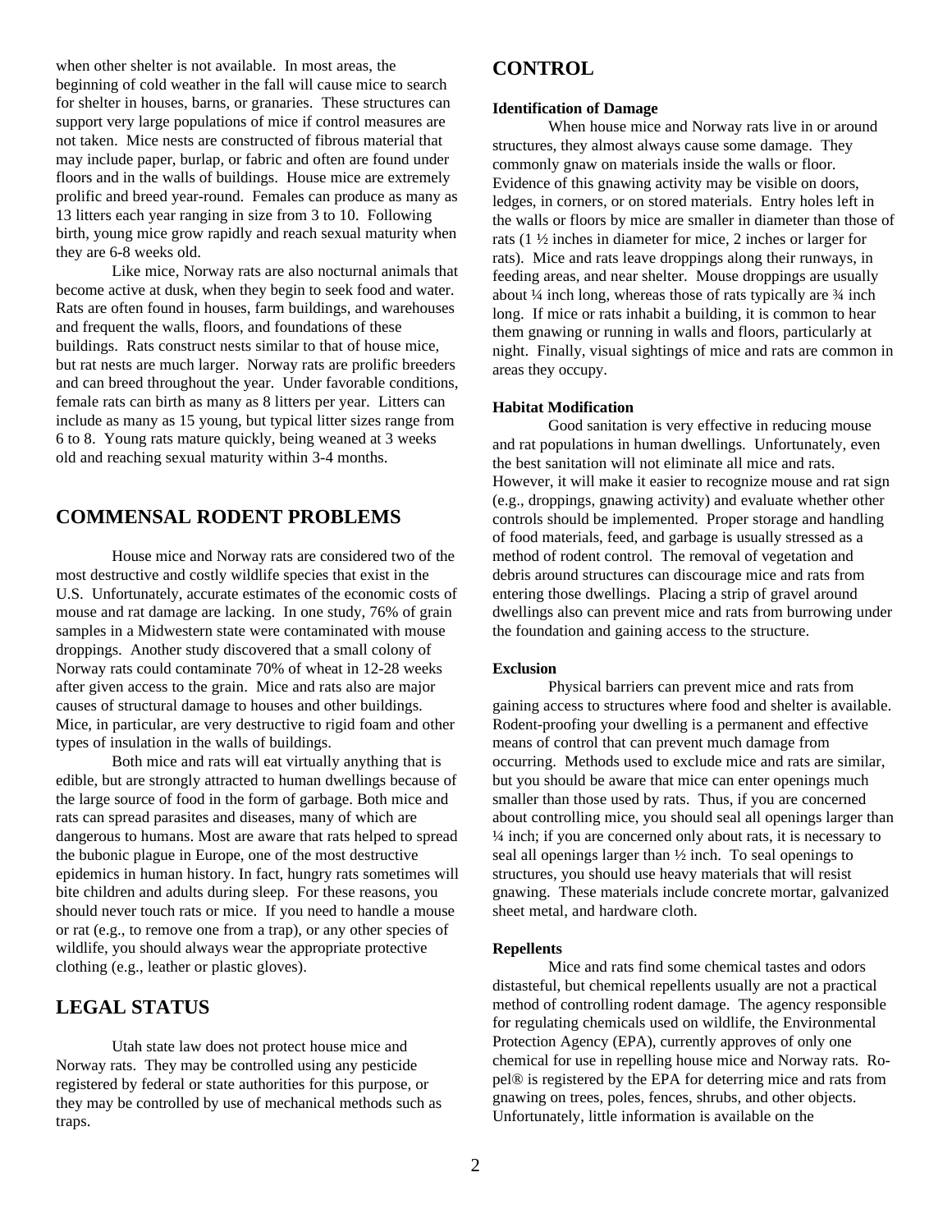when other shelter is not available. In most areas, the beginning of cold weather in the fall will cause mice to search for shelter in houses, barns, or granaries. These structures can support very large populations of mice if control measures are not taken. Mice nests are constructed of fibrous material that may include paper, burlap, or fabric and often are found under floors and in the walls of buildings. House mice are extremely prolific and breed year-round. Females can produce as many as 13 litters each year ranging in size from 3 to 10. Following birth, young mice grow rapidly and reach sexual maturity when they are 6-8 weeks old.

Like mice, Norway rats are also nocturnal animals that become active at dusk, when they begin to seek food and water. Rats are often found in houses, farm buildings, and warehouses and frequent the walls, floors, and foundations of these buildings. Rats construct nests similar to that of house mice, but rat nests are much larger. Norway rats are prolific breeders and can breed throughout the year. Under favorable conditions, female rats can birth as many as 8 litters per year. Litters can include as many as 15 young, but typical litter sizes range from 6 to 8. Young rats mature quickly, being weaned at 3 weeks old and reaching sexual maturity within 3-4 months.

## COMMENSAL RODENT PROBLEMS

House mice and Norway rats are considered two of the most destructive and costly wildlife species that exist in the U.S. Unfortunately, accurate estimates of the economic costs of mouse and rat damage are lacking. In one study, 76% of grain samples in a Midwestern state were contaminated with mouse droppings. Another study discovered that a small colony of Norway rats could contaminate 70% of wheat in 12-28 weeks after given access to the grain. Mice and rats also are major causes of structural damage to houses and other buildings. Mice, in particular, are very destructive to rigid foam and other types of insulation in the walls of buildings.

Both mice and rats will eat virtually anything that is edible, but are strongly attracted to human dwellings because of the large source of food in the form of garbage. Both mice and rats can spread parasites and diseases, many of which are dangerous to humans. Most are aware that rats helped to spread the bubonic plague in Europe, one of the most destructive epidemics in human history. In fact, hungry rats sometimes will bite children and adults during sleep. For these reasons, you should never touch rats or mice. If you need to handle a mouse or rat (e.g., to remove one from a trap), or any other species of wildlife, you should always wear the appropriate protective clothing (e.g., leather or plastic gloves).

## LEGAL STATUS

Utah state law does not protect house mice and Norway rats. They may be controlled using any pesticide registered by federal or state authorities for this purpose, or they may be controlled by use of mechanical methods such as traps.

## CONTROL

### Identification of Damage

When house mice and Norway rats live in or around structures, they almost always cause some damage. They commonly gnaw on materials inside the walls or floor. Evidence of this gnawing activity may be visible on doors, ledges, in corners, or on stored materials. Entry holes left in the walls or floors by mice are smaller in diameter than those of rats (1 ½ inches in diameter for mice, 2 inches or larger for rats). Mice and rats leave droppings along their runways, in feeding areas, and near shelter. Mouse droppings are usually about ¼ inch long, whereas those of rats typically are ¾ inch long. If mice or rats inhabit a building, it is common to hear them gnawing or running in walls and floors, particularly at night. Finally, visual sightings of mice and rats are common in areas they occupy.

### Habitat Modification

Good sanitation is very effective in reducing mouse and rat populations in human dwellings. Unfortunately, even the best sanitation will not eliminate all mice and rats. However, it will make it easier to recognize mouse and rat sign (e.g., droppings, gnawing activity) and evaluate whether other controls should be implemented. Proper storage and handling of food materials, feed, and garbage is usually stressed as a method of rodent control. The removal of vegetation and debris around structures can discourage mice and rats from entering those dwellings. Placing a strip of gravel around dwellings also can prevent mice and rats from burrowing under the foundation and gaining access to the structure.

### Exclusion

Physical barriers can prevent mice and rats from gaining access to structures where food and shelter is available. Rodent-proofing your dwelling is a permanent and effective means of control that can prevent much damage from occurring. Methods used to exclude mice and rats are similar, but you should be aware that mice can enter openings much smaller than those used by rats. Thus, if you are concerned about controlling mice, you should seal all openings larger than ¼ inch; if you are concerned only about rats, it is necessary to seal all openings larger than ½ inch. To seal openings to structures, you should use heavy materials that will resist gnawing. These materials include concrete mortar, galvanized sheet metal, and hardware cloth.

### Repellents

Mice and rats find some chemical tastes and odors distasteful, but chemical repellents usually are not a practical method of controlling rodent damage. The agency responsible for regulating chemicals used on wildlife, the Environmental Protection Agency (EPA), currently approves of only one chemical for use in repelling house mice and Norway rats. Ro-pel® is registered by the EPA for deterring mice and rats from gnawing on trees, poles, fences, shrubs, and other objects. Unfortunately, little information is available on the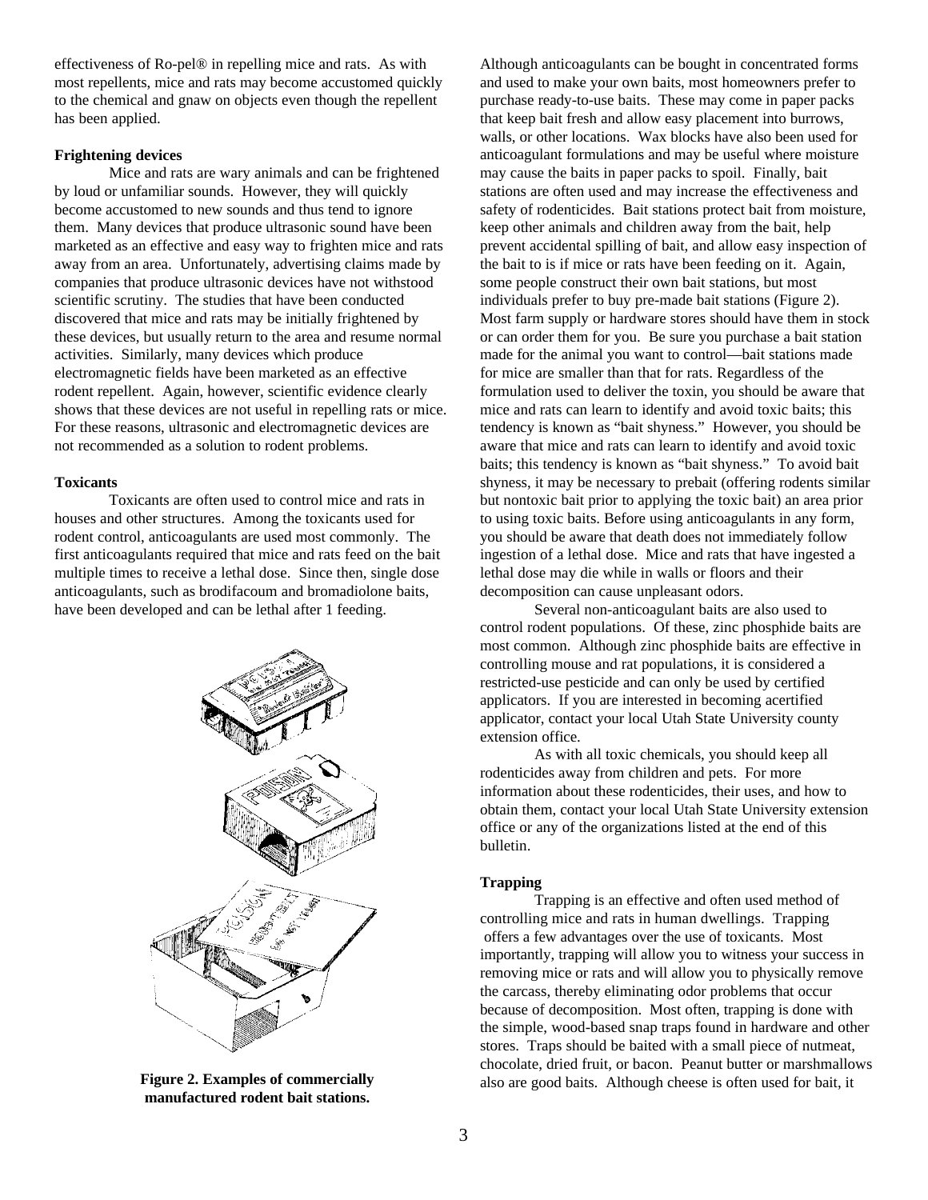effectiveness of Ro-pel® in repelling mice and rats. As with most repellents, mice and rats may become accustomed quickly to the chemical and gnaw on objects even though the repellent has been applied.

**Frightening devices**

Mice and rats are wary animals and can be frightened by loud or unfamiliar sounds. However, they will quickly become accustomed to new sounds and thus tend to ignore them. Many devices that produce ultrasonic sound have been marketed as an effective and easy way to frighten mice and rats away from an area. Unfortunately, advertising claims made by companies that produce ultrasonic devices have not withstood scientific scrutiny. The studies that have been conducted discovered that mice and rats may be initially frightened by these devices, but usually return to the area and resume normal activities. Similarly, many devices which produce electromagnetic fields have been marketed as an effective rodent repellent. Again, however, scientific evidence clearly shows that these devices are not useful in repelling rats or mice. For these reasons, ultrasonic and electromagnetic devices are not recommended as a solution to rodent problems.

**Toxicants**

Toxicants are often used to control mice and rats in houses and other structures. Among the toxicants used for rodent control, anticoagulants are used most commonly. The first anticoagulants required that mice and rats feed on the bait multiple times to receive a lethal dose. Since then, single dose anticoagulants, such as brodifacoum and bromadiolone baits, have been developed and can be lethal after 1 feeding.

**Figure 2. Examples of commercially manufactured rodent bait stations.**

Although anticoagulants can be bought in concentrated forms and used to make your own baits, most homeowners prefer to purchase ready-to-use baits. These may come in paper packs that keep bait fresh and allow easy placement into burrows, walls, or other locations. Wax blocks have also been used for anticoagulant formulations and may be useful where moisture may cause the baits in paper packs to spoil. Finally, bait stations are often used and may increase the effectiveness and safety of rodenticides. Bait stations protect bait from moisture, keep other animals and children away from the bait, help prevent accidental spilling of bait, and allow easy inspection of the bait to is if mice or rats have been feeding on it. Again, some people construct their own bait stations, but most individuals prefer to buy pre-made bait stations (Figure 2). Most farm supply or hardware stores should have them in stock or can order them for you. Be sure you purchase a bait station made for the animal you want to control—bait stations made for mice are smaller than that for rats. Regardless of the formulation used to deliver the toxin, you should be aware that mice and rats can learn to identify and avoid toxic baits; this tendency is known as "bait shyness." However, you should be aware that mice and rats can learn to identify and avoid toxic baits; this tendency is known as "bait shyness." To avoid bait shyness, it may be necessary to prebait (offering rodents similar but nontoxic bait prior to applying the toxic bait) an area prior to using toxic baits. Before using anticoagulants in any form, you should be aware that death does not immediately follow ingestion of a lethal dose. Mice and rats that have ingested a lethal dose may die while in walls or floors and their decomposition can cause unpleasant odors.

Several non-anticoagulant baits are also used to control rodent populations. Of these, zinc phosphide baits are most common. Although zinc phosphide baits are effective in controlling mouse and rat populations, it is considered a restricted-use pesticide and can only be used by certified applicators. If you are interested in becoming acertified applicator, contact your local Utah State University county extension office.

As with all toxic chemicals, you should keep all rodenticides away from children and pets. For more information about these rodenticides, their uses, and how to obtain them, contact your local Utah State University extension office or any of the organizations listed at the end of this bulletin.

**Trapping**

Trapping is an effective and often used method of controlling mice and rats in human dwellings. Trapping offers a few advantages over the use of toxicants. Most importantly, trapping will allow you to witness your success in removing mice or rats and will allow you to physically remove the carcass, thereby eliminating odor problems that occur because of decomposition. Most often, trapping is done with the simple, wood-based snap traps found in hardware and other stores. Traps should be baited with a small piece of nutmeat, chocolate, dried fruit, or bacon. Peanut butter or marshmallows also are good baits. Although cheese is often used for bait, it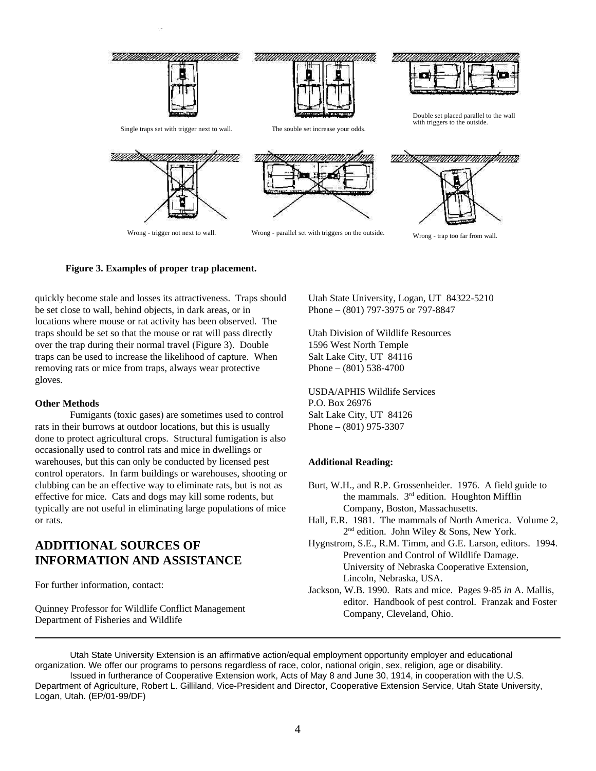Single traps set with trigger next to wall.

The souble set increase your odds.

Double set placed parallel to the wall with triggers to the outside.

Wrong - trigger not next to wall.

Wrong - parallel set with triggers on the outside.

Wrong - trap too far from wall.

**Figure 3. Examples of proper trap placement.**

quickly become stale and losses its attractiveness. Traps should be set close to wall, behind objects, in dark areas, or in locations where mouse or rat activity has been observed. The traps should be set so that the mouse or rat will pass directly over the trap during their normal travel (Figure 3). Double traps can be used to increase the likelihood of capture. When removing rats or mice from traps, always wear protective gloves.

**Other Methods**

Fumigants (toxic gases) are sometimes used to control rats in their burrows at outdoor locations, but this is usually done to protect agricultural crops. Structural fumigation is also occasionally used to control rats and mice in dwellings or warehouses, but this can only be conducted by licensed pest control operators. In farm buildings or warehouses, shooting or clubbing can be an effective way to eliminate rats, but is not as effective for mice. Cats and dogs may kill some rodents, but typically are not useful in eliminating large populations of mice or rats.

## ADDITIONAL SOURCES OF INFORMATION AND ASSISTANCE

For further information, contact:

Quinney Professor for Wildlife Conflict Management
Department of Fisheries and Wildlife
Utah State University, Logan, UT 84322-5210
Phone – (801) 797-3975 or 797-8847

Utah Division of Wildlife Resources
1596 West North Temple
Salt Lake City, UT 84116
Phone – (801) 538-4700

USDA/APHIS Wildlife Services
P.O. Box 26976
Salt Lake City, UT 84126
Phone – (801) 975-3307

**Additional Reading:**

Burt, W.H., and R.P. Grossenheider. 1976. A field guide to the mammals. 3rd edition. Houghton Mifflin Company, Boston, Massachusetts.

Hall, E.R. 1981. The mammals of North America. Volume 2, 2nd edition. John Wiley & Sons, New York.

Hygnstrom, S.E., R.M. Timm, and G.E. Larson, editors. 1994. Prevention and Control of Wildlife Damage. University of Nebraska Cooperative Extension, Lincoln, Nebraska, USA.

Jackson, W.B. 1990. Rats and mice. Pages 9-85 *in* A. Mallis, editor. Handbook of pest control. Franzak and Foster Company, Cleveland, Ohio.

---

Utah State University Extension is an affirmative action/equal employment opportunity employer and educational organization. We offer our programs to persons regardless of race, color, national origin, sex, religion, age or disability.

Issued in furtherance of Cooperative Extension work, Acts of May 8 and June 30, 1914, in cooperation with the U.S. Department of Agriculture, Robert L. Gilliland, Vice-President and Director, Cooperative Extension Service, Utah State University, Logan, Utah. (EP/01-99/DF)